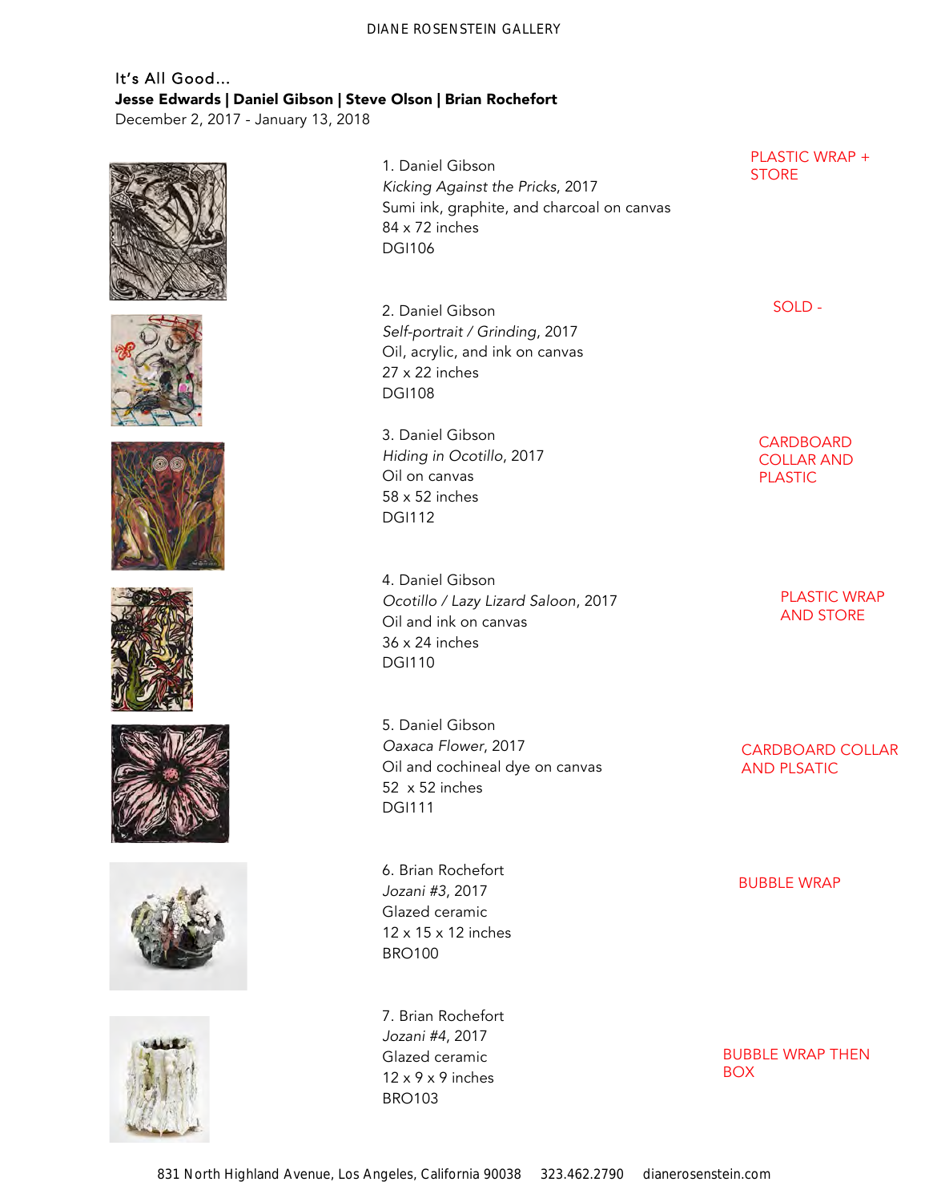DIANE ROSENSTEIN GALLERY

It's All Good...
**Jesse Edwards | Daniel Gibson | Steve Olson | Brian Rochefort**
December 2, 2017 - January 13, 2018

1. Daniel Gibson
*Kicking Against the Pricks*, 2017
Sumi ink, graphite, and charcoal on canvas
84 x 72 inches
DGI106

PLASTIC WRAP + STORE

2. Daniel Gibson
*Self-portrait / Grinding*, 2017
Oil, acrylic, and ink on canvas
27 x 22 inches
DGI108

SOLD -

3. Daniel Gibson
*Hiding in Ocotillo*, 2017
Oil on canvas
58 x 52 inches
DGI112

CARDBOARD COLLAR AND PLASTIC

4. Daniel Gibson
*Ocotillo / Lazy Lizard Saloon*, 2017
Oil and ink on canvas
36 x 24 inches
DGI110

PLASTIC WRAP AND STORE

5. Daniel Gibson
*Oaxaca Flower*, 2017
Oil and cochineal dye on canvas
52 x 52 inches
DGI111

CARDBOARD COLLAR AND PLSATIC

6. Brian Rochefort
*Jozani #3*, 2017
Glazed ceramic
12 x 15 x 12 inches
BRO100

BUBBLE WRAP

7. Brian Rochefort
*Jozani #4*, 2017
Glazed ceramic
12 x 9 x 9 inches
BRO103

BUBBLE WRAP THEN BOX

831 North Highland Avenue, Los Angeles, California 90038 323.462.2790 dianerosenstein.com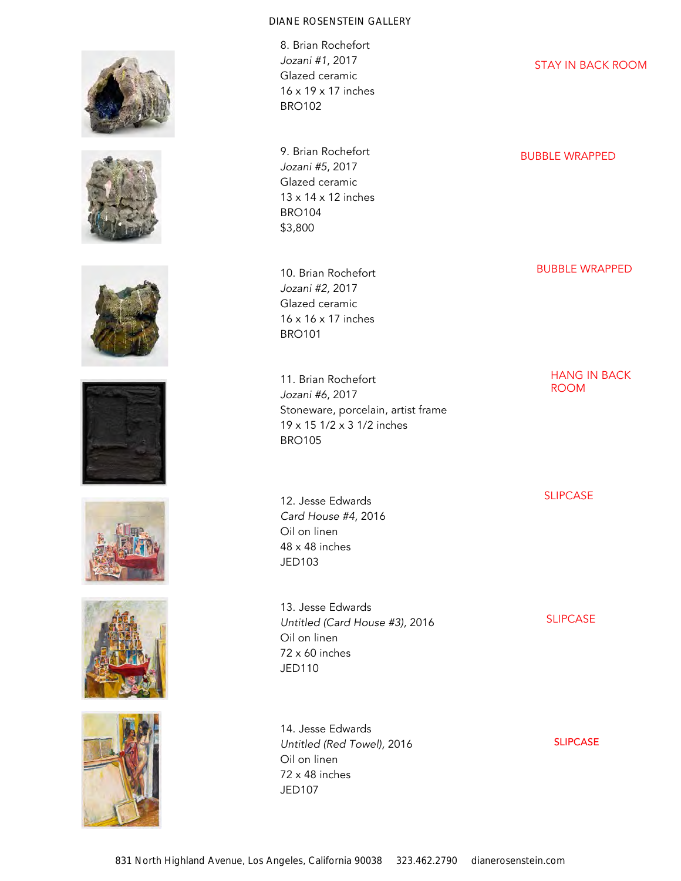8. Brian Rochefort
*Jozani #1*, 2017
Glazed ceramic
16 x 19 x 17 inches
BRO102

STAY IN BACK ROOM

9. Brian Rochefort
*Jozani #5*, 2017
Glazed ceramic
13 x 14 x 12 inches
BRO104
$3,800

BUBBLE WRAPPED

10. Brian Rochefort
*Jozani #2*, 2017
Glazed ceramic
16 x 16 x 17 inches
BRO101

BUBBLE WRAPPED

11. Brian Rochefort
*Jozani #6*, 2017
Stoneware, porcelain, artist frame
19 x 15 1/2 x 3 1/2 inches
BRO105

HANG IN BACK ROOM

12. Jesse Edwards
*Card House #4*, 2016
Oil on linen
48 x 48 inches
JED103

SLIPCASE

13. Jesse Edwards
*Untitled (Card House #3)*, 2016
Oil on linen
72 x 60 inches
JED110

SLIPCASE

14. Jesse Edwards
*Untitled (Red Towel)*, 2016
Oil on linen
72 x 48 inches
JED107

SLIPCASE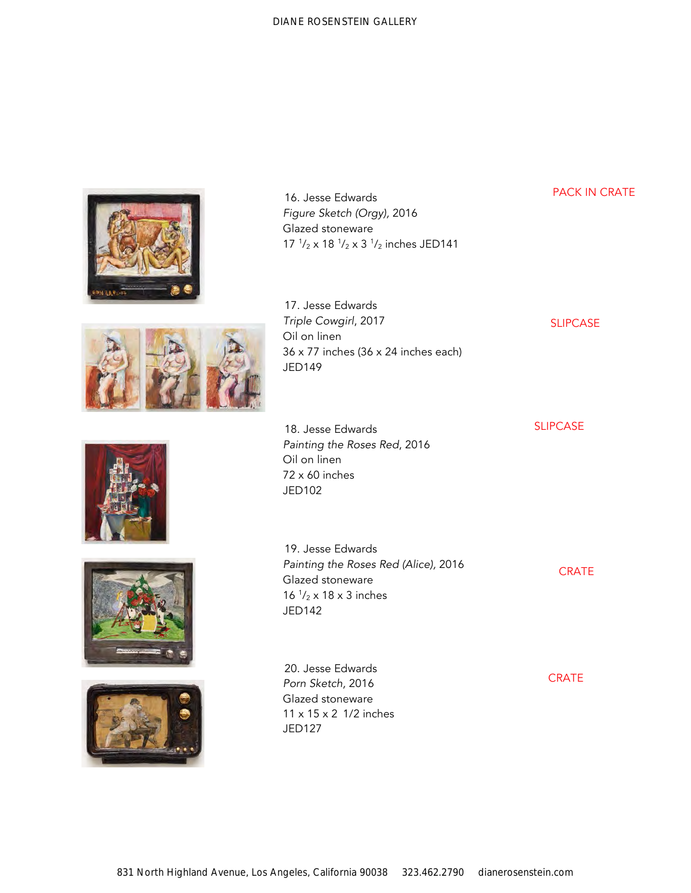16. Jesse Edwards
*Figure Sketch (Orgy)*, 2016
Glazed stoneware
17 $^{1}/_{2}$ x 18 $^{1}/_{2}$ x 3 $^{1}/_{2}$ inches JED141

PACK IN CRATE

17. Jesse Edwards
*Triple Cowgirl*, 2017
Oil on linen
36 x 77 inches (36 x 24 inches each)
JED149

SLIPCASE

18. Jesse Edwards
*Painting the Roses Red*, 2016
Oil on linen
72 x 60 inches
JED102

SLIPCASE

19. Jesse Edwards
*Painting the Roses Red (Alice)*, 2016
Glazed stoneware
16 $^{1}/_{2}$ x 18 x 3 inches
JED142

CRATE

20. Jesse Edwards
*Porn Sketch*, 2016
Glazed stoneware
11 x 15 x 2 1/2 inches
JED127

CRATE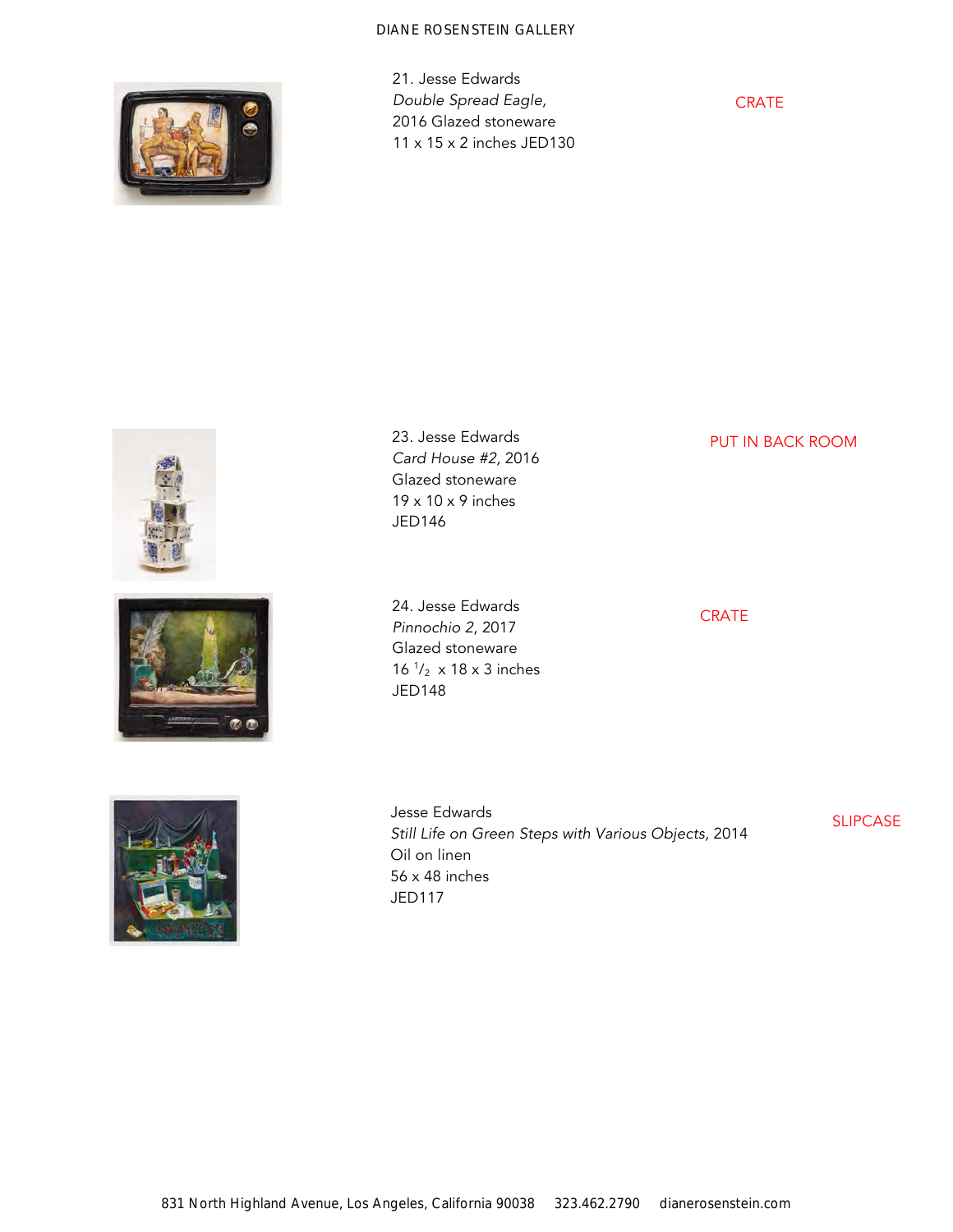21. Jesse Edwards
*Double Spread Eagle*,
2016 Glazed stoneware
11 x 15 x 2 inches JED130

CRATE

23. Jesse Edwards
*Card House #2*, 2016
Glazed stoneware
19 x 10 x 9 inches
JED146

PUT IN BACK ROOM

24. Jesse Edwards
*Pinnochio 2*, 2017
Glazed stoneware
16 1/2 x 18 x 3 inches
JED148

CRATE

Jesse Edwards
*Still Life on Green Steps with Various Objects*, 2014
Oil on linen
56 x 48 inches
JED117

SLIPCASE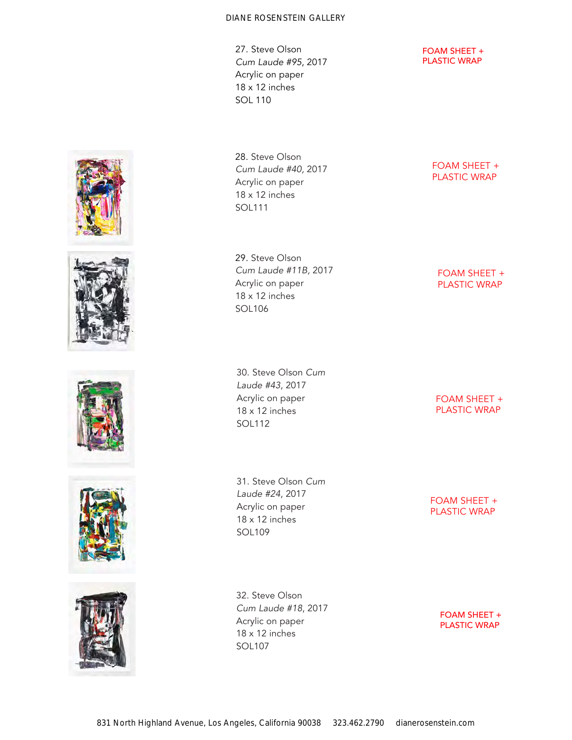27. Steve Olson
*Cum Laude #95*, 2017
Acrylic on paper
18 x 12 inches
SOL 110

FOAM SHEET + PLASTIC WRAP

28. Steve Olson
*Cum Laude #40*, 2017
Acrylic on paper
18 x 12 inches
SOL111

FOAM SHEET + PLASTIC WRAP

29. Steve Olson
*Cum Laude #11B*, 2017
Acrylic on paper
18 x 12 inches
SOL106

FOAM SHEET + PLASTIC WRAP

30. Steve Olson *Cum Laude #43*, 2017
Acrylic on paper
18 x 12 inches
SOL112

FOAM SHEET + PLASTIC WRAP

31. Steve Olson *Cum Laude #24*, 2017
Acrylic on paper
18 x 12 inches
SOL109

FOAM SHEET + PLASTIC WRAP

32. Steve Olson
*Cum Laude #18*, 2017
Acrylic on paper
18 x 12 inches
SOL107

FOAM SHEET + PLASTIC WRAP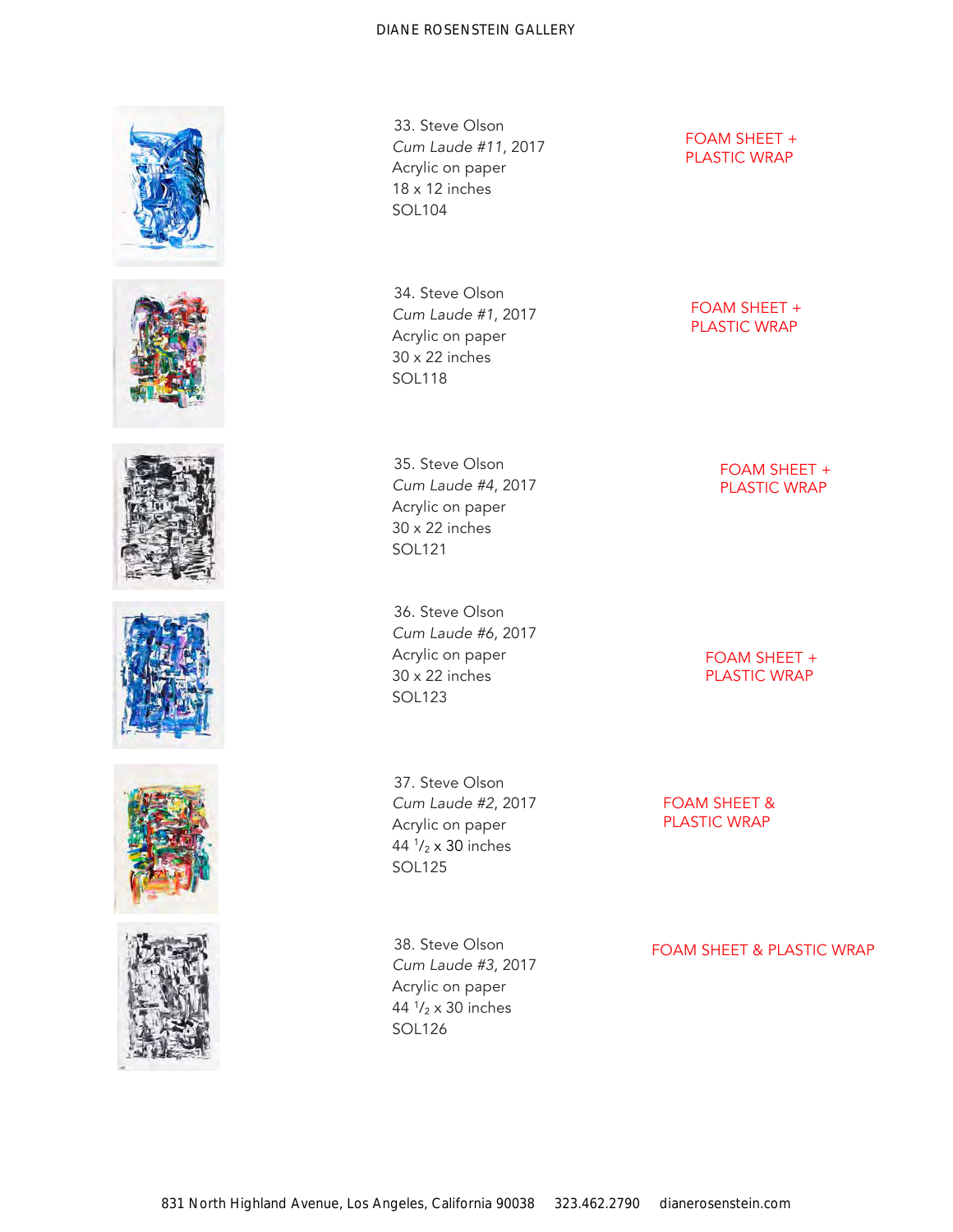33. Steve Olson
*Cum Laude #11*, 2017
Acrylic on paper
18 x 12 inches
SOL104

FOAM SHEET + PLASTIC WRAP

34. Steve Olson
*Cum Laude #1*, 2017
Acrylic on paper
30 x 22 inches
SOL118

FOAM SHEET + PLASTIC WRAP

35. Steve Olson
*Cum Laude #4*, 2017
Acrylic on paper
30 x 22 inches
SOL121

FOAM SHEET + PLASTIC WRAP

36. Steve Olson
*Cum Laude #6*, 2017
Acrylic on paper
30 x 22 inches
SOL123

FOAM SHEET + PLASTIC WRAP

37. Steve Olson
*Cum Laude #2*, 2017
Acrylic on paper
44 1/2 x 30 inches
SOL125

FOAM SHEET & PLASTIC WRAP

38. Steve Olson
*Cum Laude #3*, 2017
Acrylic on paper
44 1/2 x 30 inches
SOL126

FOAM SHEET & PLASTIC WRAP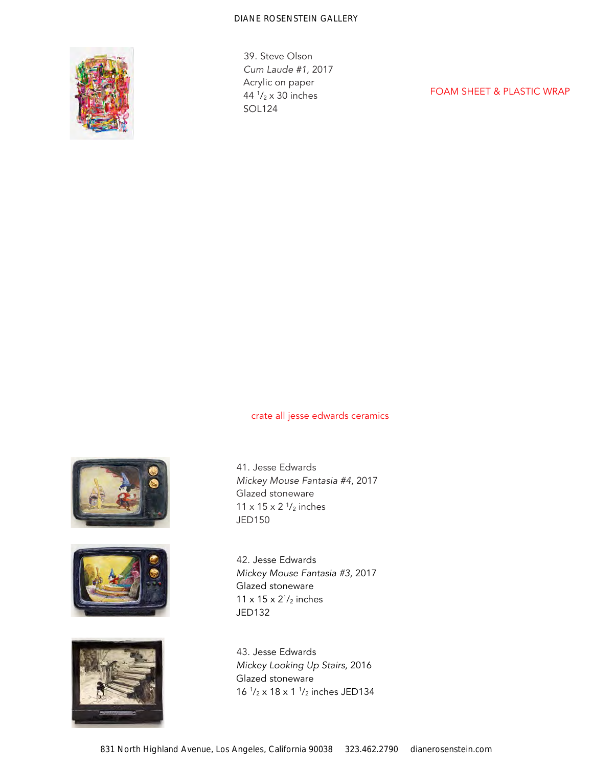39. Steve Olson
*Cum Laude #1*, 2017
Acrylic on paper
44 1/2 x 30 inches
SOL124

FOAM SHEET & PLASTIC WRAP

crate all jesse edwards ceramics

41. Jesse Edwards
*Mickey Mouse Fantasia #4*, 2017
Glazed stoneware
11 x 15 x 2 1/2 inches
JED150

42. Jesse Edwards
*Mickey Mouse Fantasia #3*, 2017
Glazed stoneware
11 x 15 x 2 1/2 inches
JED132

43. Jesse Edwards
*Mickey Looking Up Stairs*, 2016
Glazed stoneware
16 1/2 x 18 x 1 1/2 inches JED134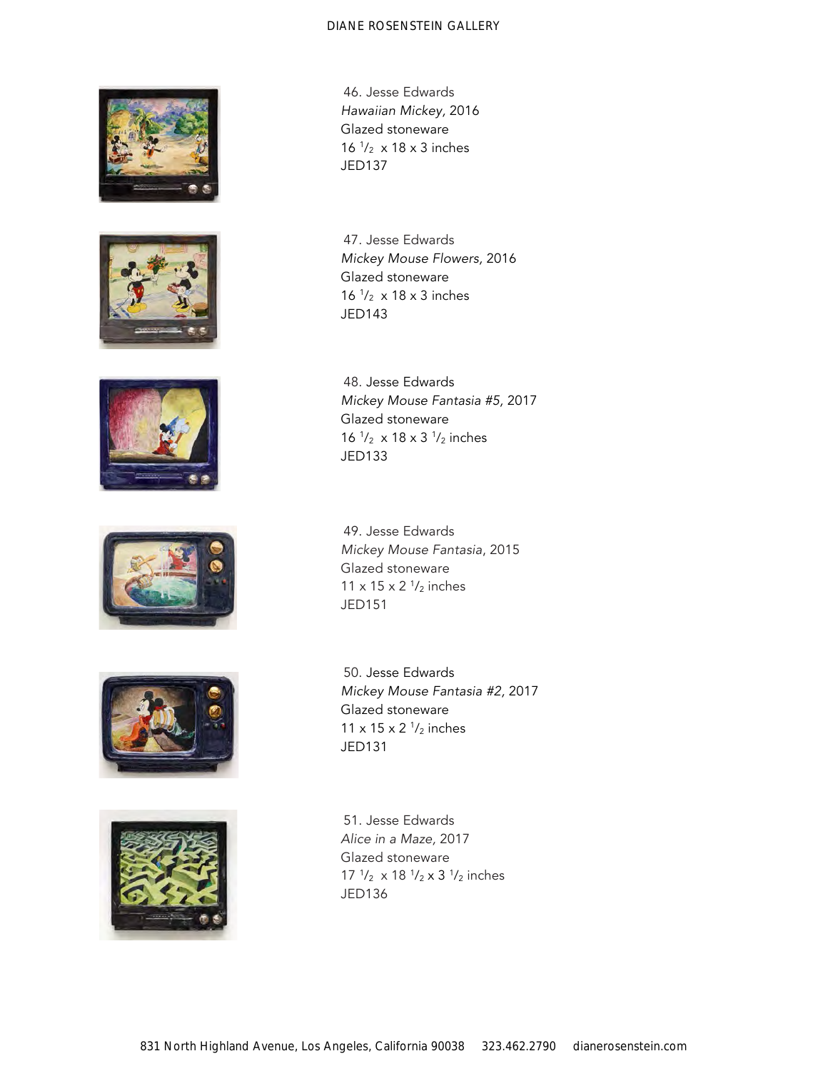46. Jesse Edwards
*Hawaiian Mickey*, 2016
Glazed stoneware
16 $^{1}/_{2}$ x 18 x 3 inches
JED137

47. Jesse Edwards
*Mickey Mouse Flowers*, 2016
Glazed stoneware
16 $^{1}/_{2}$ x 18 x 3 inches
JED143

48. Jesse Edwards
*Mickey Mouse Fantasia #5*, 2017
Glazed stoneware
16 $^{1}/_{2}$ x 18 x 3 $^{1}/_{2}$ inches
JED133

49. Jesse Edwards
*Mickey Mouse Fantasia*, 2015
Glazed stoneware
11 x 15 x 2 $^{1}/_{2}$ inches
JED151

50. Jesse Edwards
*Mickey Mouse Fantasia #2*, 2017
Glazed stoneware
11 x 15 x 2 $^{1}/_{2}$ inches
JED131

51. Jesse Edwards
*Alice in a Maze*, 2017
Glazed stoneware
17 $^{1}/_{2}$ x 18 $^{1}/_{2}$ x 3 $^{1}/_{2}$ inches
JED136